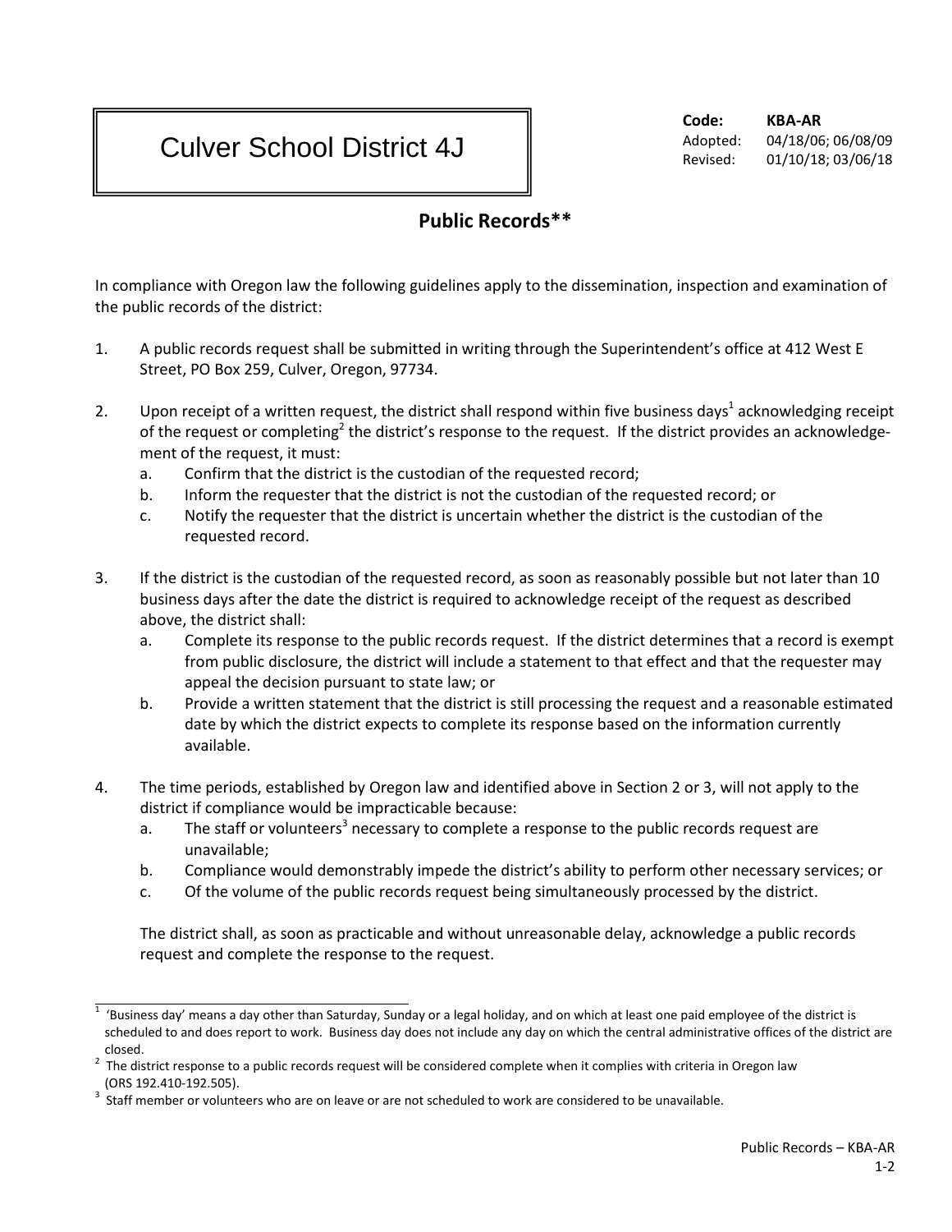# Culver School District 4J

**Code:** **KBA-AR**
Adopted: 04/18/06; 06/08/09
Revised: 01/10/18; 03/06/18

## Public Records**

In compliance with Oregon law the following guidelines apply to the dissemination, inspection and examination of the public records of the district:

1. A public records request shall be submitted in writing through the Superintendent's office at 412 West E Street, PO Box 259, Culver, Oregon, 97734.

2. Upon receipt of a written request, the district shall respond within five business days[1] acknowledging receipt of the request or completing[2] the district's response to the request. If the district provides an acknowledgement of the request, it must:
   a. Confirm that the district is the custodian of the requested record;
   b. Inform the requester that the district is not the custodian of the requested record; or
   c. Notify the requester that the district is uncertain whether the district is the custodian of the requested record.

3. If the district is the custodian of the requested record, as soon as reasonably possible but not later than 10 business days after the date the district is required to acknowledge receipt of the request as described above, the district shall:
   a. Complete its response to the public records request. If the district determines that a record is exempt from public disclosure, the district will include a statement to that effect and that the requester may appeal the decision pursuant to state law; or
   b. Provide a written statement that the district is still processing the request and a reasonable estimated date by which the district expects to complete its response based on the information currently available.

4. The time periods, established by Oregon law and identified above in Section 2 or 3, will not apply to the district if compliance would be impracticable because:
   a. The staff or volunteers[3] necessary to complete a response to the public records request are unavailable;
   b. Compliance would demonstrably impede the district's ability to perform other necessary services; or
   c. Of the volume of the public records request being simultaneously processed by the district.

   The district shall, as soon as practicable and without unreasonable delay, acknowledge a public records request and complete the response to the request.

---

[1] 'Business day' means a day other than Saturday, Sunday or a legal holiday, and on which at least one paid employee of the district is scheduled to and does report to work. Business day does not include any day on which the central administrative offices of the district are closed.

[2] The district response to a public records request will be considered complete when it complies with criteria in Oregon law (ORS 192.410-192.505).

[3] Staff member or volunteers who are on leave or are not scheduled to work are considered to be unavailable.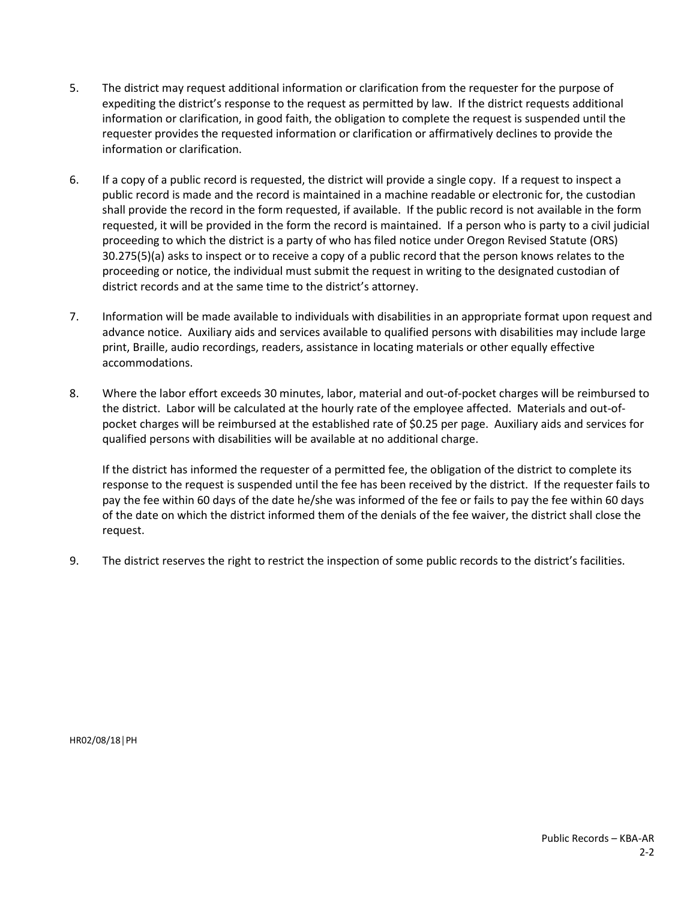5. The district may request additional information or clarification from the requester for the purpose of expediting the district's response to the request as permitted by law. If the district requests additional information or clarification, in good faith, the obligation to complete the request is suspended until the requester provides the requested information or clarification or affirmatively declines to provide the information or clarification.

6. If a copy of a public record is requested, the district will provide a single copy. If a request to inspect a public record is made and the record is maintained in a machine readable or electronic for, the custodian shall provide the record in the form requested, if available. If the public record is not available in the form requested, it will be provided in the form the record is maintained. If a person who is party to a civil judicial proceeding to which the district is a party of who has filed notice under Oregon Revised Statute (ORS) 30.275(5)(a) asks to inspect or to receive a copy of a public record that the person knows relates to the proceeding or notice, the individual must submit the request in writing to the designated custodian of district records and at the same time to the district's attorney.

7. Information will be made available to individuals with disabilities in an appropriate format upon request and advance notice. Auxiliary aids and services available to qualified persons with disabilities may include large print, Braille, audio recordings, readers, assistance in locating materials or other equally effective accommodations.

8. Where the labor effort exceeds 30 minutes, labor, material and out-of-pocket charges will be reimbursed to the district. Labor will be calculated at the hourly rate of the employee affected. Materials and out-of-pocket charges will be reimbursed at the established rate of $0.25 per page. Auxiliary aids and services for qualified persons with disabilities will be available at no additional charge.

   If the district has informed the requester of a permitted fee, the obligation of the district to complete its response to the request is suspended until the fee has been received by the district. If the requester fails to pay the fee within 60 days of the date he/she was informed of the fee or fails to pay the fee within 60 days of the date on which the district informed them of the denials of the fee waiver, the district shall close the request.

9. The district reserves the right to restrict the inspection of some public records to the district's facilities.

HR02/08/18|PH

Public Records – KBA-AR